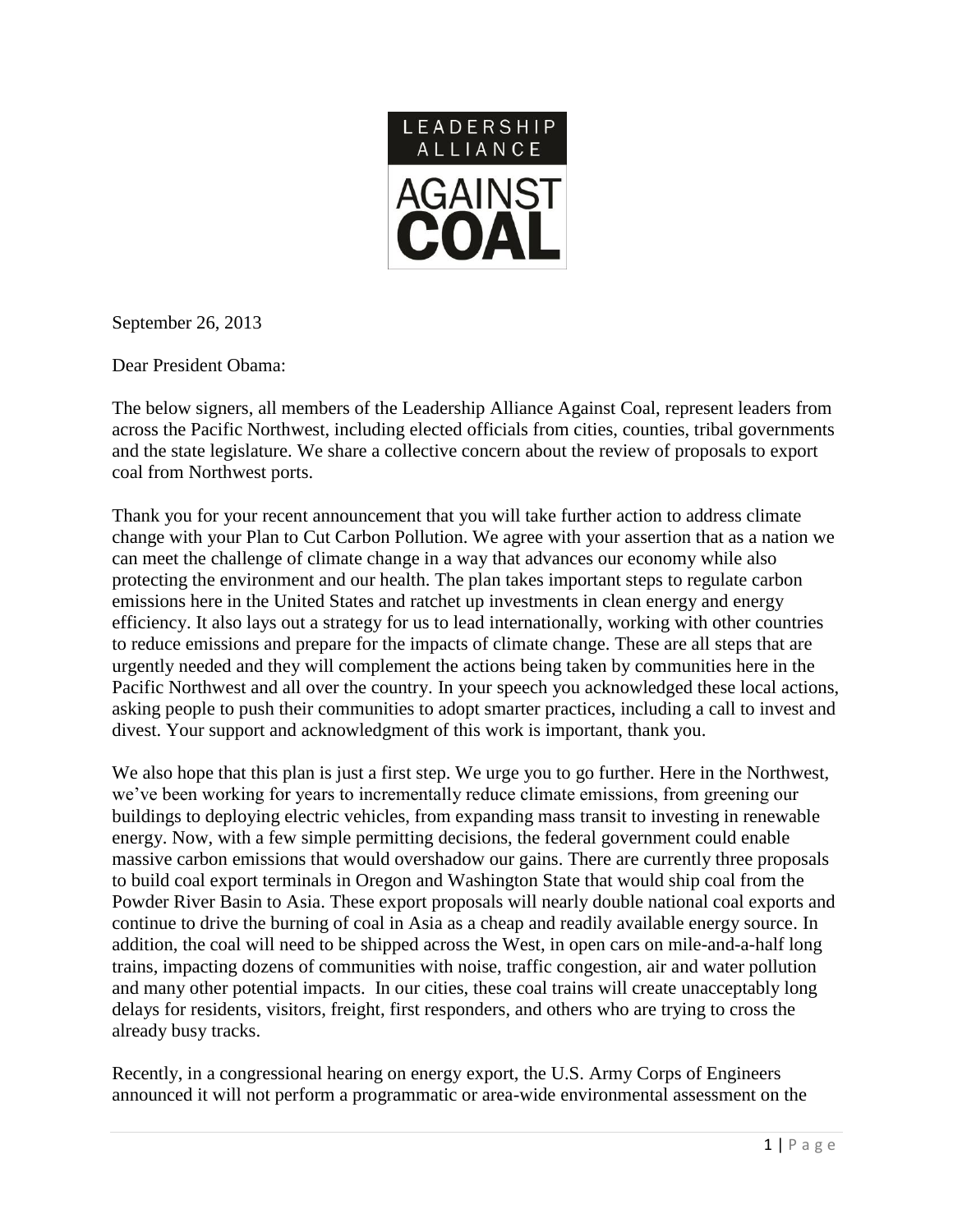LEADERSHIP ALLIANCE

AGAINST COAL

September 26, 2013

Dear President Obama:

The below signers, all members of the Leadership Alliance Against Coal, represent leaders from across the Pacific Northwest, including elected officials from cities, counties, tribal governments and the state legislature. We share a collective concern about the review of proposals to export coal from Northwest ports.

Thank you for your recent announcement that you will take further action to address climate change with your Plan to Cut Carbon Pollution. We agree with your assertion that as a nation we can meet the challenge of climate change in a way that advances our economy while also protecting the environment and our health. The plan takes important steps to regulate carbon emissions here in the United States and ratchet up investments in clean energy and energy efficiency. It also lays out a strategy for us to lead internationally, working with other countries to reduce emissions and prepare for the impacts of climate change. These are all steps that are urgently needed and they will complement the actions being taken by communities here in the Pacific Northwest and all over the country. In your speech you acknowledged these local actions, asking people to push their communities to adopt smarter practices, including a call to invest and divest. Your support and acknowledgment of this work is important, thank you.

We also hope that this plan is just a first step. We urge you to go further. Here in the Northwest, we've been working for years to incrementally reduce climate emissions, from greening our buildings to deploying electric vehicles, from expanding mass transit to investing in renewable energy. Now, with a few simple permitting decisions, the federal government could enable massive carbon emissions that would overshadow our gains. There are currently three proposals to build coal export terminals in Oregon and Washington State that would ship coal from the Powder River Basin to Asia. These export proposals will nearly double national coal exports and continue to drive the burning of coal in Asia as a cheap and readily available energy source. In addition, the coal will need to be shipped across the West, in open cars on mile-and-a-half long trains, impacting dozens of communities with noise, traffic congestion, air and water pollution and many other potential impacts. In our cities, these coal trains will create unacceptably long delays for residents, visitors, freight, first responders, and others who are trying to cross the already busy tracks.

Recently, in a congressional hearing on energy export, the U.S. Army Corps of Engineers announced it will not perform a programmatic or area-wide environmental assessment on the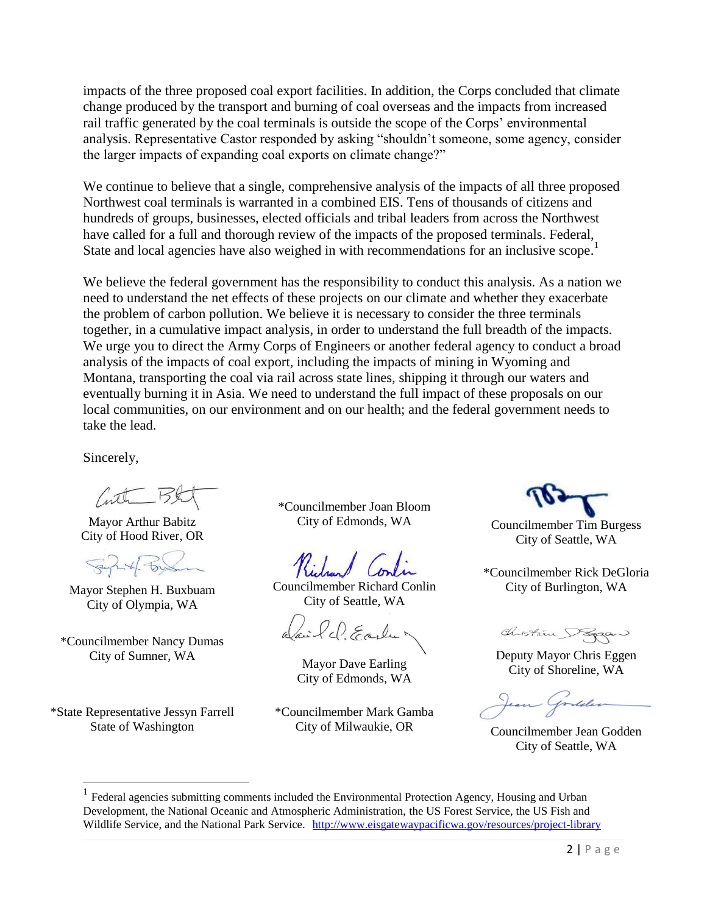impacts of the three proposed coal export facilities. In addition, the Corps concluded that climate change produced by the transport and burning of coal overseas and the impacts from increased rail traffic generated by the coal terminals is outside the scope of the Corps' environmental analysis. Representative Castor responded by asking "shouldn't someone, some agency, consider the larger impacts of expanding coal exports on climate change?"

We continue to believe that a single, comprehensive analysis of the impacts of all three proposed Northwest coal terminals is warranted in a combined EIS. Tens of thousands of citizens and hundreds of groups, businesses, elected officials and tribal leaders from across the Northwest have called for a full and thorough review of the impacts of the proposed terminals. Federal, State and local agencies have also weighed in with recommendations for an inclusive scope.[1]

We believe the federal government has the responsibility to conduct this analysis. As a nation we need to understand the net effects of these projects on our climate and whether they exacerbate the problem of carbon pollution. We believe it is necessary to consider the three terminals together, in a cumulative impact analysis, in order to understand the full breadth of the impacts. We urge you to direct the Army Corps of Engineers or another federal agency to conduct a broad analysis of the impacts of coal export, including the impacts of mining in Wyoming and Montana, transporting the coal via rail across state lines, shipping it through our waters and eventually burning it in Asia. We need to understand the full impact of these proposals on our local communities, on our environment and on our health; and the federal government needs to take the lead.

Sincerely,

Mayor Arthur Babitz
City of Hood River, OR

*Councilmember Joan Bloom
City of Edmonds, WA

Councilmember Tim Burgess
City of Seattle, WA

Mayor Stephen H. Buxbuam
City of Olympia, WA

Councilmember Richard Conlin
City of Seattle, WA

*Councilmember Rick DeGloria
City of Burlington, WA

*Councilmember Nancy Dumas
City of Sumner, WA

Mayor Dave Earling
City of Edmonds, WA

Deputy Mayor Chris Eggen
City of Shoreline, WA

*State Representative Jessyn Farrell
State of Washington

*Councilmember Mark Gamba
City of Milwaukie, OR

Councilmember Jean Godden
City of Seattle, WA

[1] Federal agencies submitting comments included the Environmental Protection Agency, Housing and Urban Development, the National Oceanic and Atmospheric Administration, the US Forest Service, the US Fish and Wildlife Service, and the National Park Service. http://www.eisgatewaypacificwa.gov/resources/project-library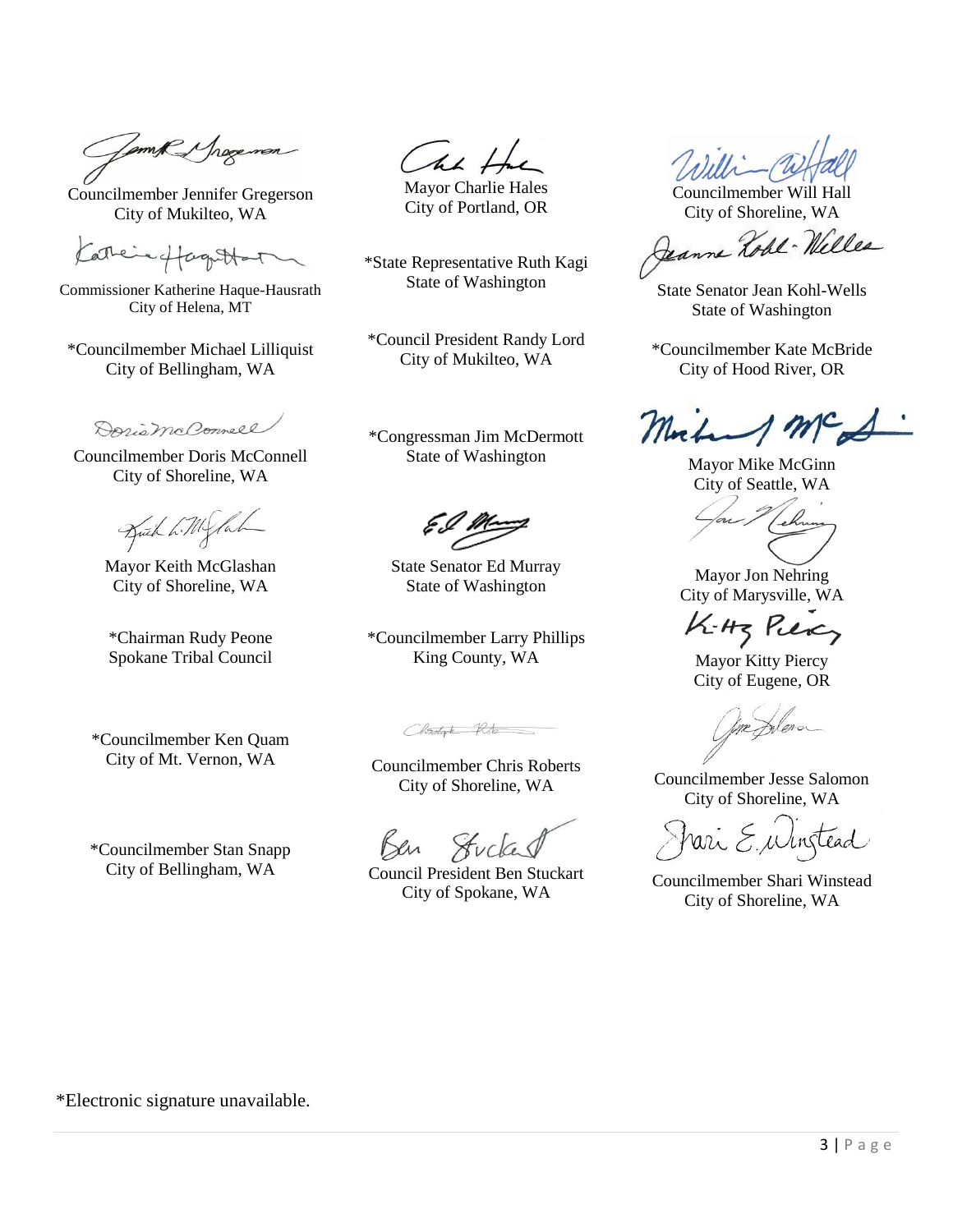Councilmember Jennifer Gregerson
City of Mukilteo, WA

Commissioner Katherine Haque-Hausrath
City of Helena, MT

*Councilmember Michael Lilliquist
City of Bellingham, WA

Councilmember Doris McConnell
City of Shoreline, WA

Mayor Keith McGlashan
City of Shoreline, WA

*Chairman Rudy Peone
Spokane Tribal Council

*Councilmember Ken Quam
City of Mt. Vernon, WA

*Councilmember Stan Snapp
City of Bellingham, WA

Mayor Charlie Hales
City of Portland, OR

*State Representative Ruth Kagi
State of Washington

*Council President Randy Lord
City of Mukilteo, WA

*Congressman Jim McDermott
State of Washington

State Senator Ed Murray
State of Washington

*Councilmember Larry Phillips
King County, WA

Councilmember Chris Roberts
City of Shoreline, WA

Council President Ben Stuckart
City of Spokane, WA

Councilmember Will Hall
City of Shoreline, WA

State Senator Jean Kohl-Wells
State of Washington

*Councilmember Kate McBride
City of Hood River, OR

Mayor Mike McGinn
City of Seattle, WA

Mayor Jon Nehring
City of Marysville, WA

Mayor Kitty Piercy
City of Eugene, OR

Councilmember Jesse Salomon
City of Shoreline, WA

Councilmember Shari Winstead
City of Shoreline, WA

*Electronic signature unavailable.